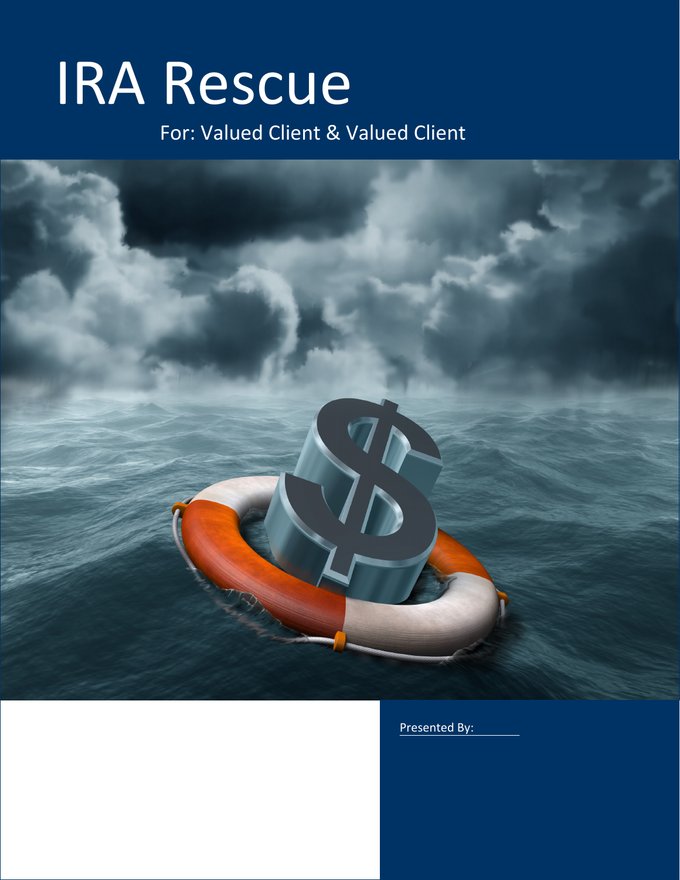# IRA Rescue

For: Valued Client & Valued Client

Presented By: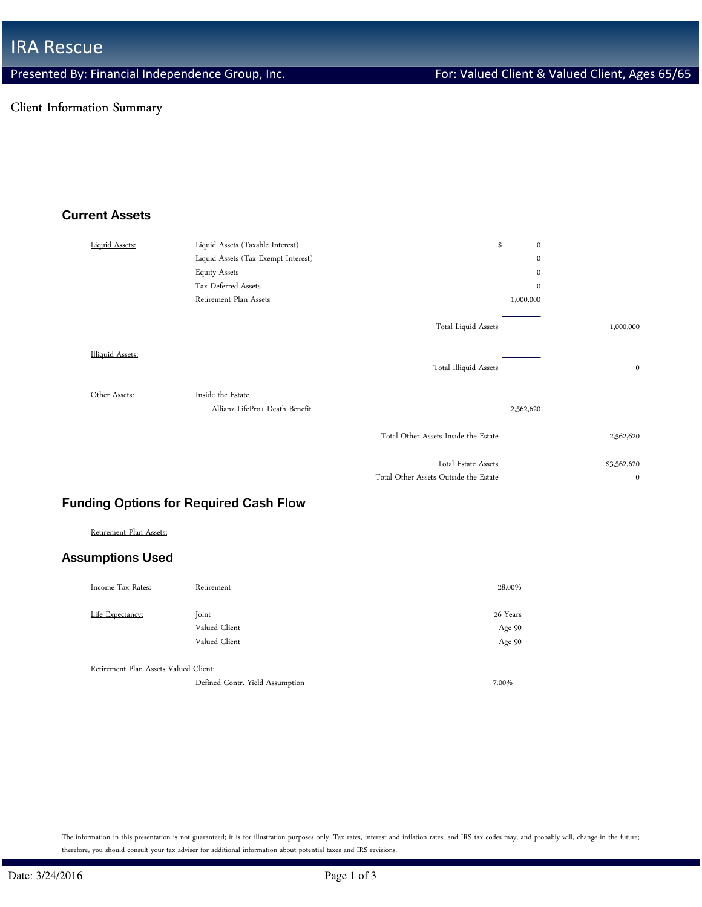# IRA Rescue

Presented By: Financial Independence Group, Inc. For: Valued Client & Valued Client, Ages 65/65

Client Information Summary

## Current Assets

| | | | |
|---|---|---|---|
| Liquid Assets: | Liquid Assets (Taxable Interest) | $ 0 | |
| | Liquid Assets (Tax Exempt Interest) | 0 | |
| | Equity Assets | 0 | |
| | Tax Deferred Assets | 0 | |
| | Retirement Plan Assets | 1,000,000 | |
| | Total Liquid Assets | | 1,000,000 |
| Illiquid Assets: | | | |
| | Total Illiquid Assets | | 0 |
| Other Assets: | Inside the Estate | | |
| | Allianz LifePro+ Death Benefit | 2,562,620 | |
| | Total Other Assets Inside the Estate | | 2,562,620 |
| | Total Estate Assets | | $3,562,620 |
| | Total Other Assets Outside the Estate | | 0 |

## Funding Options for Required Cash Flow

Retirement Plan Assets:

## Assumptions Used

| | | |
|---|---|---|
| Income Tax Rates: | Retirement | 28.00% |
| Life Expectancy: | Joint | 26 Years |
| | Valued Client | Age 90 |
| | Valued Client | Age 90 |
| Retirement Plan Assets Valued Client: | | |
| | Defined Contr. Yield Assumption | 7.00% |

The information in this presentation is not guaranteed; it is for illustration purposes only. Tax rates, interest and inflation rates, and IRS tax codes may, and probably will, change in the future; therefore, you should consult your tax adviser for additional information about potential taxes and IRS revisions.

Date: 3/24/2016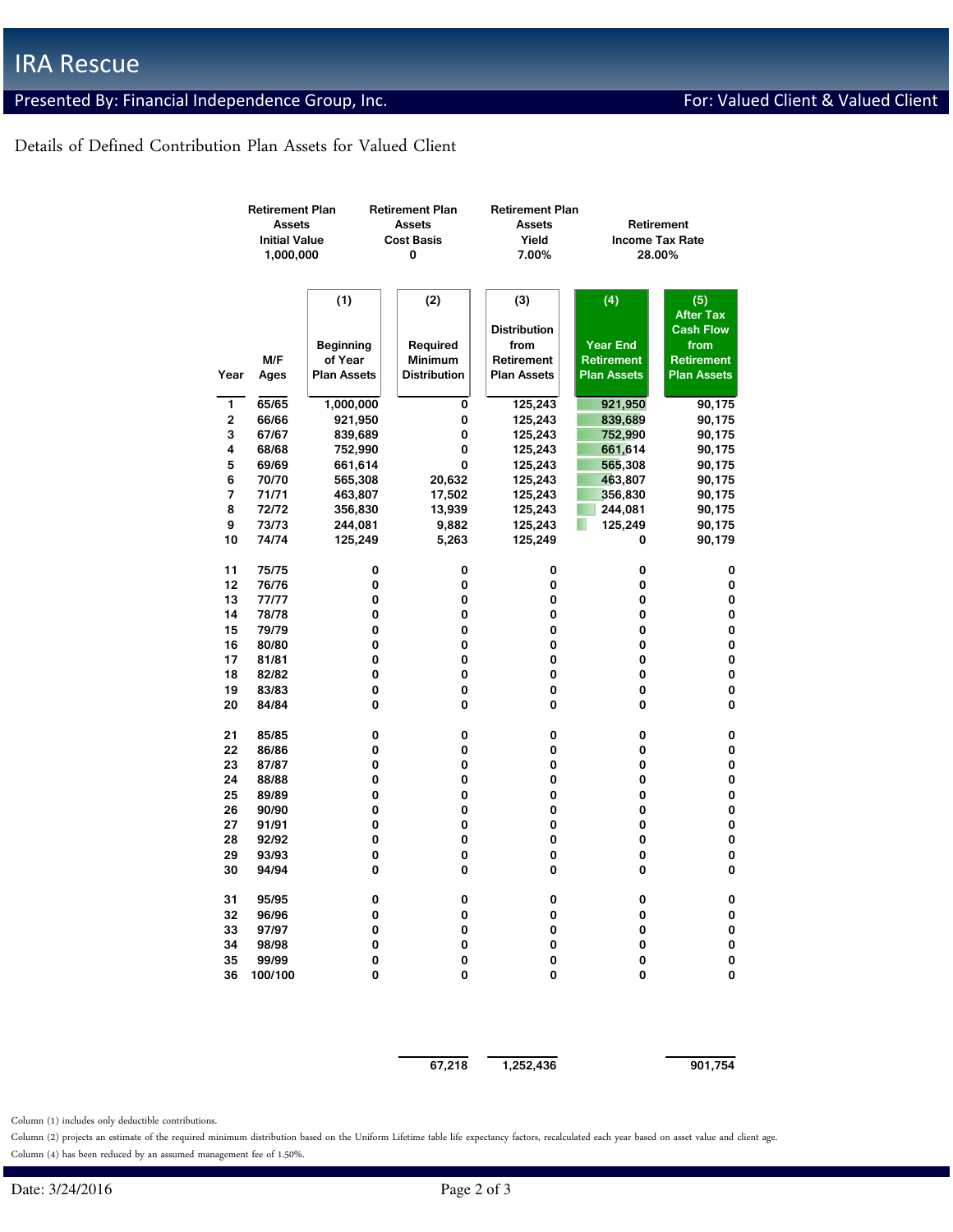# IRA Rescue

Presented By: Financial Independence Group, Inc. For: Valued Client & Valued Client

Details of Defined Contribution Plan Assets for Valued Client

| Retirement Plan Assets Initial Value | Retirement Plan Assets Cost Basis | Retirement Plan Assets Yield | Retirement Income Tax Rate |
|---|---|---|---|
| 1,000,000 | 0 | 7.00% | 28.00% |

| Year | M/F Ages | (1) Beginning of Year Plan Assets | (2) Required Minimum Distribution | (3) Distribution from Retirement Plan Assets | (4) Year End Retirement Plan Assets | (5) After Tax Cash Flow from Retirement Plan Assets |
|---|---|---|---|---|---|---|
| 1 | 65/65 | 1,000,000 | 0 | 125,243 | 921,950 | 90,175 |
| 2 | 66/66 | 921,950 | 0 | 125,243 | 839,689 | 90,175 |
| 3 | 67/67 | 839,689 | 0 | 125,243 | 752,990 | 90,175 |
| 4 | 68/68 | 752,990 | 0 | 125,243 | 661,614 | 90,175 |
| 5 | 69/69 | 661,614 | 0 | 125,243 | 565,308 | 90,175 |
| 6 | 70/70 | 565,308 | 20,632 | 125,243 | 463,807 | 90,175 |
| 7 | 71/71 | 463,807 | 17,502 | 125,243 | 356,830 | 90,175 |
| 8 | 72/72 | 356,830 | 13,939 | 125,243 | 244,081 | 90,175 |
| 9 | 73/73 | 244,081 | 9,882 | 125,243 | 125,249 | 90,175 |
| 10 | 74/74 | 125,249 | 5,263 | 125,249 | 0 | 90,179 |
| 11 | 75/75 | 0 | 0 | 0 | 0 | 0 |
| 12 | 76/76 | 0 | 0 | 0 | 0 | 0 |
| 13 | 77/77 | 0 | 0 | 0 | 0 | 0 |
| 14 | 78/78 | 0 | 0 | 0 | 0 | 0 |
| 15 | 79/79 | 0 | 0 | 0 | 0 | 0 |
| 16 | 80/80 | 0 | 0 | 0 | 0 | 0 |
| 17 | 81/81 | 0 | 0 | 0 | 0 | 0 |
| 18 | 82/82 | 0 | 0 | 0 | 0 | 0 |
| 19 | 83/83 | 0 | 0 | 0 | 0 | 0 |
| 20 | 84/84 | 0 | 0 | 0 | 0 | 0 |
| 21 | 85/85 | 0 | 0 | 0 | 0 | 0 |
| 22 | 86/86 | 0 | 0 | 0 | 0 | 0 |
| 23 | 87/87 | 0 | 0 | 0 | 0 | 0 |
| 24 | 88/88 | 0 | 0 | 0 | 0 | 0 |
| 25 | 89/89 | 0 | 0 | 0 | 0 | 0 |
| 26 | 90/90 | 0 | 0 | 0 | 0 | 0 |
| 27 | 91/91 | 0 | 0 | 0 | 0 | 0 |
| 28 | 92/92 | 0 | 0 | 0 | 0 | 0 |
| 29 | 93/93 | 0 | 0 | 0 | 0 | 0 |
| 30 | 94/94 | 0 | 0 | 0 | 0 | 0 |
| 31 | 95/95 | 0 | 0 | 0 | 0 | 0 |
| 32 | 96/96 | 0 | 0 | 0 | 0 | 0 |
| 33 | 97/97 | 0 | 0 | 0 | 0 | 0 |
| 34 | 98/98 | 0 | 0 | 0 | 0 | 0 |
| 35 | 99/99 | 0 | 0 | 0 | 0 | 0 |
| 36 | 100/100 | 0 | 0 | 0 | 0 | 0 |
| | | | 67,218 | 1,252,436 | | 901,754 |

Column (1) includes only deductible contributions.

Column (2) projects an estimate of the required minimum distribution based on the Uniform Lifetime table life expectancy factors, recalculated each year based on asset value and client age.

Column (4) has been reduced by an assumed management fee of 1.50%.

Date: 3/24/2016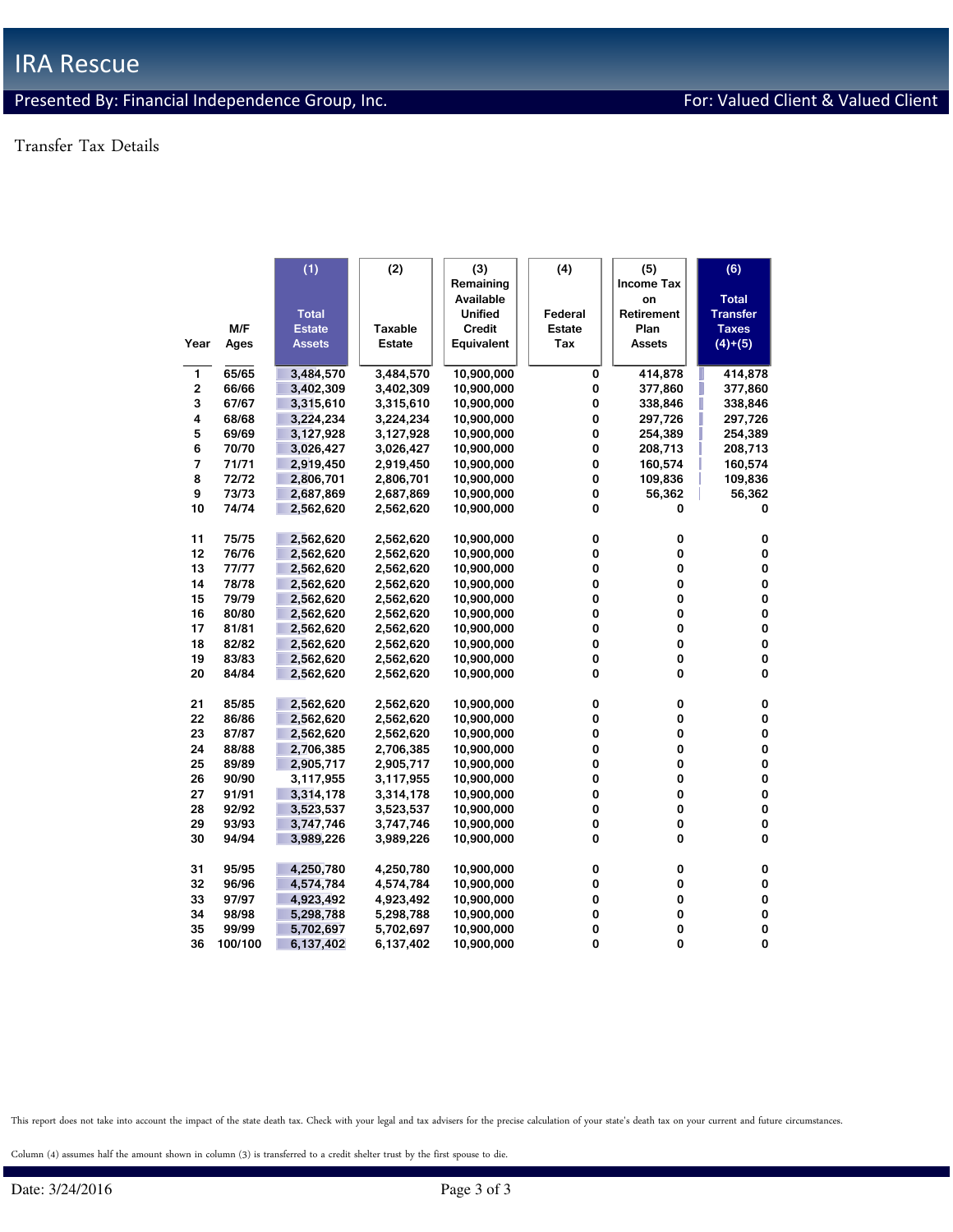# IRA Rescue

Presented By: Financial Independence Group, Inc.

For: Valued Client & Valued Client

Transfer Tax Details

| Year | M/F Ages | (1) Total Estate Assets | (2) Taxable Estate | (3) Remaining Available Unified Credit Equivalent | (4) Federal Estate Tax | (5) Income Tax on Retirement Plan Assets | (6) Total Transfer Taxes (4)+(5) |
|---|---|---|---|---|---|---|---|
| 1 | 65/65 | 3,484,570 | 3,484,570 | 10,900,000 | 0 | 414,878 | 414,878 |
| 2 | 66/66 | 3,402,309 | 3,402,309 | 10,900,000 | 0 | 377,860 | 377,860 |
| 3 | 67/67 | 3,315,610 | 3,315,610 | 10,900,000 | 0 | 338,846 | 338,846 |
| 4 | 68/68 | 3,224,234 | 3,224,234 | 10,900,000 | 0 | 297,726 | 297,726 |
| 5 | 69/69 | 3,127,928 | 3,127,928 | 10,900,000 | 0 | 254,389 | 254,389 |
| 6 | 70/70 | 3,026,427 | 3,026,427 | 10,900,000 | 0 | 208,713 | 208,713 |
| 7 | 71/71 | 2,919,450 | 2,919,450 | 10,900,000 | 0 | 160,574 | 160,574 |
| 8 | 72/72 | 2,806,701 | 2,806,701 | 10,900,000 | 0 | 109,836 | 109,836 |
| 9 | 73/73 | 2,687,869 | 2,687,869 | 10,900,000 | 0 | 56,362 | 56,362 |
| 10 | 74/74 | 2,562,620 | 2,562,620 | 10,900,000 | 0 | 0 | 0 |
| 11 | 75/75 | 2,562,620 | 2,562,620 | 10,900,000 | 0 | 0 | 0 |
| 12 | 76/76 | 2,562,620 | 2,562,620 | 10,900,000 | 0 | 0 | 0 |
| 13 | 77/77 | 2,562,620 | 2,562,620 | 10,900,000 | 0 | 0 | 0 |
| 14 | 78/78 | 2,562,620 | 2,562,620 | 10,900,000 | 0 | 0 | 0 |
| 15 | 79/79 | 2,562,620 | 2,562,620 | 10,900,000 | 0 | 0 | 0 |
| 16 | 80/80 | 2,562,620 | 2,562,620 | 10,900,000 | 0 | 0 | 0 |
| 17 | 81/81 | 2,562,620 | 2,562,620 | 10,900,000 | 0 | 0 | 0 |
| 18 | 82/82 | 2,562,620 | 2,562,620 | 10,900,000 | 0 | 0 | 0 |
| 19 | 83/83 | 2,562,620 | 2,562,620 | 10,900,000 | 0 | 0 | 0 |
| 20 | 84/84 | 2,562,620 | 2,562,620 | 10,900,000 | 0 | 0 | 0 |
| 21 | 85/85 | 2,562,620 | 2,562,620 | 10,900,000 | 0 | 0 | 0 |
| 22 | 86/86 | 2,562,620 | 2,562,620 | 10,900,000 | 0 | 0 | 0 |
| 23 | 87/87 | 2,562,620 | 2,562,620 | 10,900,000 | 0 | 0 | 0 |
| 24 | 88/88 | 2,706,385 | 2,706,385 | 10,900,000 | 0 | 0 | 0 |
| 25 | 89/89 | 2,905,717 | 2,905,717 | 10,900,000 | 0 | 0 | 0 |
| 26 | 90/90 | 3,117,955 | 3,117,955 | 10,900,000 | 0 | 0 | 0 |
| 27 | 91/91 | 3,314,178 | 3,314,178 | 10,900,000 | 0 | 0 | 0 |
| 28 | 92/92 | 3,523,537 | 3,523,537 | 10,900,000 | 0 | 0 | 0 |
| 29 | 93/93 | 3,747,746 | 3,747,746 | 10,900,000 | 0 | 0 | 0 |
| 30 | 94/94 | 3,989,226 | 3,989,226 | 10,900,000 | 0 | 0 | 0 |
| 31 | 95/95 | 4,250,780 | 4,250,780 | 10,900,000 | 0 | 0 | 0 |
| 32 | 96/96 | 4,574,784 | 4,574,784 | 10,900,000 | 0 | 0 | 0 |
| 33 | 97/97 | 4,923,492 | 4,923,492 | 10,900,000 | 0 | 0 | 0 |
| 34 | 98/98 | 5,298,788 | 5,298,788 | 10,900,000 | 0 | 0 | 0 |
| 35 | 99/99 | 5,702,697 | 5,702,697 | 10,900,000 | 0 | 0 | 0 |
| 36 | 100/100 | 6,137,402 | 6,137,402 | 10,900,000 | 0 | 0 | 0 |

This report does not take into account the impact of the state death tax. Check with your legal and tax advisers for the precise calculation of your state's death tax on your current and future circumstances.

Column (4) assumes half the amount shown in column (3) is transferred to a credit shelter trust by the first spouse to die.

Date: 3/24/2016